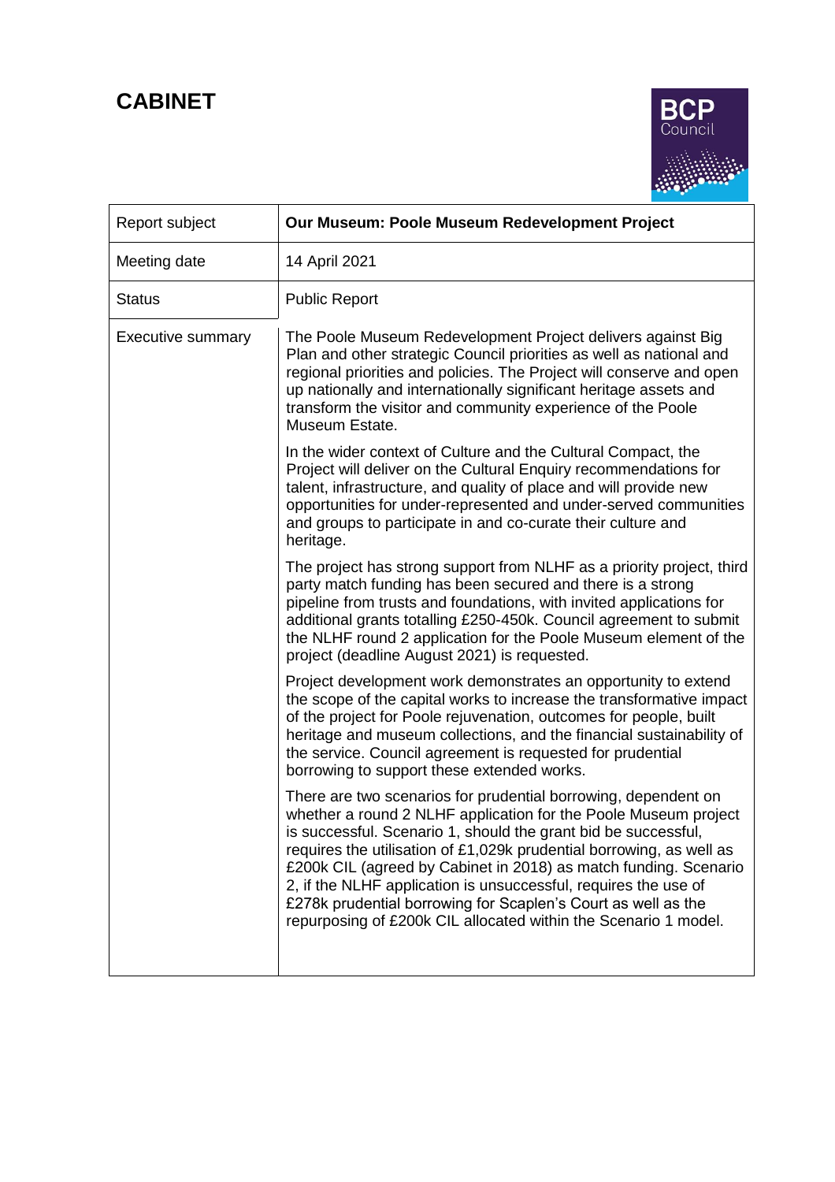# CABINET

| Report subject | **Our Museum: Poole Museum Redevelopment Project** |
|---|---|
| Meeting date | 14 April 2021 |
| Status | Public Report |
| Executive summary | The Poole Museum Redevelopment Project delivers against Big Plan and other strategic Council priorities as well as national and regional priorities and policies. The Project will conserve and open up nationally and internationally significant heritage assets and transform the visitor and community experience of the Poole Museum Estate.<br><br>In the wider context of Culture and the Cultural Compact, the Project will deliver on the Cultural Enquiry recommendations for talent, infrastructure, and quality of place and will provide new opportunities for under-represented and under-served communities and groups to participate in and co-curate their culture and heritage.<br><br>The project has strong support from NLHF as a priority project, third party match funding has been secured and there is a strong pipeline from trusts and foundations, with invited applications for additional grants totalling £250-450k. Council agreement to submit the NLHF round 2 application for the Poole Museum element of the project (deadline August 2021) is requested.<br><br>Project development work demonstrates an opportunity to extend the scope of the capital works to increase the transformative impact of the project for Poole rejuvenation, outcomes for people, built heritage and museum collections, and the financial sustainability of the service. Council agreement is requested for prudential borrowing to support these extended works.<br><br>There are two scenarios for prudential borrowing, dependent on whether a round 2 NLHF application for the Poole Museum project is successful. Scenario 1, should the grant bid be successful, requires the utilisation of £1,029k prudential borrowing, as well as £200k CIL (agreed by Cabinet in 2018) as match funding. Scenario 2, if the NLHF application is unsuccessful, requires the use of £278k prudential borrowing for Scaplen's Court as well as the repurposing of £200k CIL allocated within the Scenario 1 model. |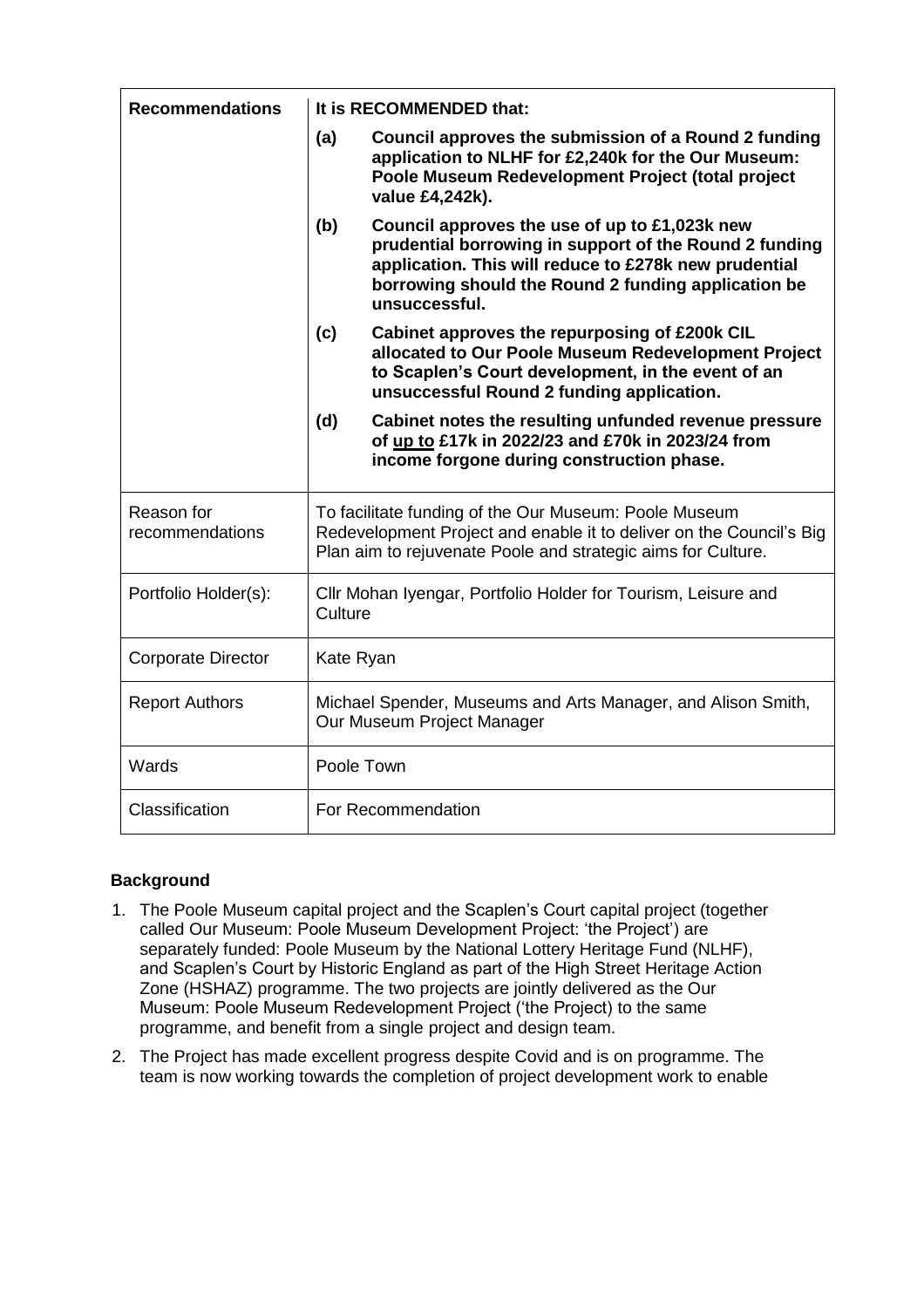| Recommendations | It is RECOMMENDED that: |
| --- | --- |
| | **(a) Council approves the submission of a Round 2 funding application to NLHF for £2,240k for the Our Museum: Poole Museum Redevelopment Project (total project value £4,242k).** |
| | **(b) Council approves the use of up to £1,023k new prudential borrowing in support of the Round 2 funding application. This will reduce to £278k new prudential borrowing should the Round 2 funding application be unsuccessful.** |
| | **(c) Cabinet approves the repurposing of £200k CIL allocated to Our Poole Museum Redevelopment Project to Scaplen's Court development, in the event of an unsuccessful Round 2 funding application.** |
| | **(d) Cabinet notes the resulting unfunded revenue pressure of up to £17k in 2022/23 and £70k in 2023/24 from income forgone during construction phase.** |
| Reason for recommendations | To facilitate funding of the Our Museum: Poole Museum Redevelopment Project and enable it to deliver on the Council's Big Plan aim to rejuvenate Poole and strategic aims for Culture. |
| Portfolio Holder(s): | Cllr Mohan Iyengar, Portfolio Holder for Tourism, Leisure and Culture |
| Corporate Director | Kate Ryan |
| Report Authors | Michael Spender, Museums and Arts Manager, and Alison Smith, Our Museum Project Manager |
| Wards | Poole Town |
| Classification | For Recommendation |

## Background

1. The Poole Museum capital project and the Scaplen's Court capital project (together called Our Museum: Poole Museum Development Project: 'the Project') are separately funded: Poole Museum by the National Lottery Heritage Fund (NLHF), and Scaplen's Court by Historic England as part of the High Street Heritage Action Zone (HSHAZ) programme. The two projects are jointly delivered as the Our Museum: Poole Museum Redevelopment Project ('the Project) to the same programme, and benefit from a single project and design team.

2. The Project has made excellent progress despite Covid and is on programme. The team is now working towards the completion of project development work to enable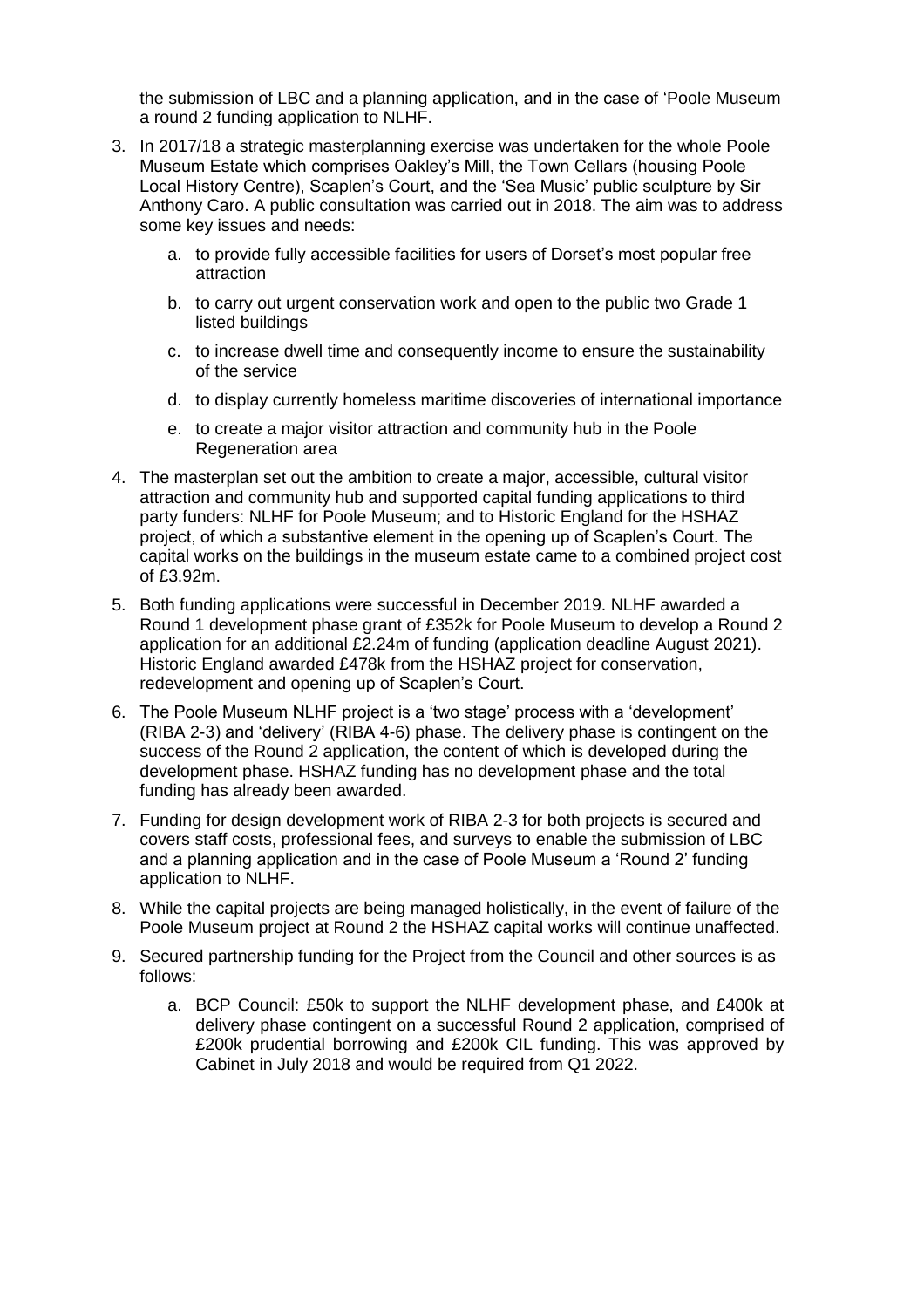the submission of LBC and a planning application, and in the case of 'Poole Museum a round 2 funding application to NLHF.

3. In 2017/18 a strategic masterplanning exercise was undertaken for the whole Poole Museum Estate which comprises Oakley's Mill, the Town Cellars (housing Poole Local History Centre), Scaplen's Court, and the 'Sea Music' public sculpture by Sir Anthony Caro. A public consultation was carried out in 2018. The aim was to address some key issues and needs:

   a. to provide fully accessible facilities for users of Dorset's most popular free attraction

   b. to carry out urgent conservation work and open to the public two Grade 1 listed buildings

   c. to increase dwell time and consequently income to ensure the sustainability of the service

   d. to display currently homeless maritime discoveries of international importance

   e. to create a major visitor attraction and community hub in the Poole Regeneration area

4. The masterplan set out the ambition to create a major, accessible, cultural visitor attraction and community hub and supported capital funding applications to third party funders: NLHF for Poole Museum; and to Historic England for the HSHAZ project, of which a substantive element in the opening up of Scaplen's Court. The capital works on the buildings in the museum estate came to a combined project cost of £3.92m.

5. Both funding applications were successful in December 2019. NLHF awarded a Round 1 development phase grant of £352k for Poole Museum to develop a Round 2 application for an additional £2.24m of funding (application deadline August 2021). Historic England awarded £478k from the HSHAZ project for conservation, redevelopment and opening up of Scaplen's Court.

6. The Poole Museum NLHF project is a 'two stage' process with a 'development' (RIBA 2-3) and 'delivery' (RIBA 4-6) phase. The delivery phase is contingent on the success of the Round 2 application, the content of which is developed during the development phase. HSHAZ funding has no development phase and the total funding has already been awarded.

7. Funding for design development work of RIBA 2-3 for both projects is secured and covers staff costs, professional fees, and surveys to enable the submission of LBC and a planning application and in the case of Poole Museum a 'Round 2' funding application to NLHF.

8. While the capital projects are being managed holistically, in the event of failure of the Poole Museum project at Round 2 the HSHAZ capital works will continue unaffected.

9. Secured partnership funding for the Project from the Council and other sources is as follows:

   a. BCP Council: £50k to support the NLHF development phase, and £400k at delivery phase contingent on a successful Round 2 application, comprised of £200k prudential borrowing and £200k CIL funding. This was approved by Cabinet in July 2018 and would be required from Q1 2022.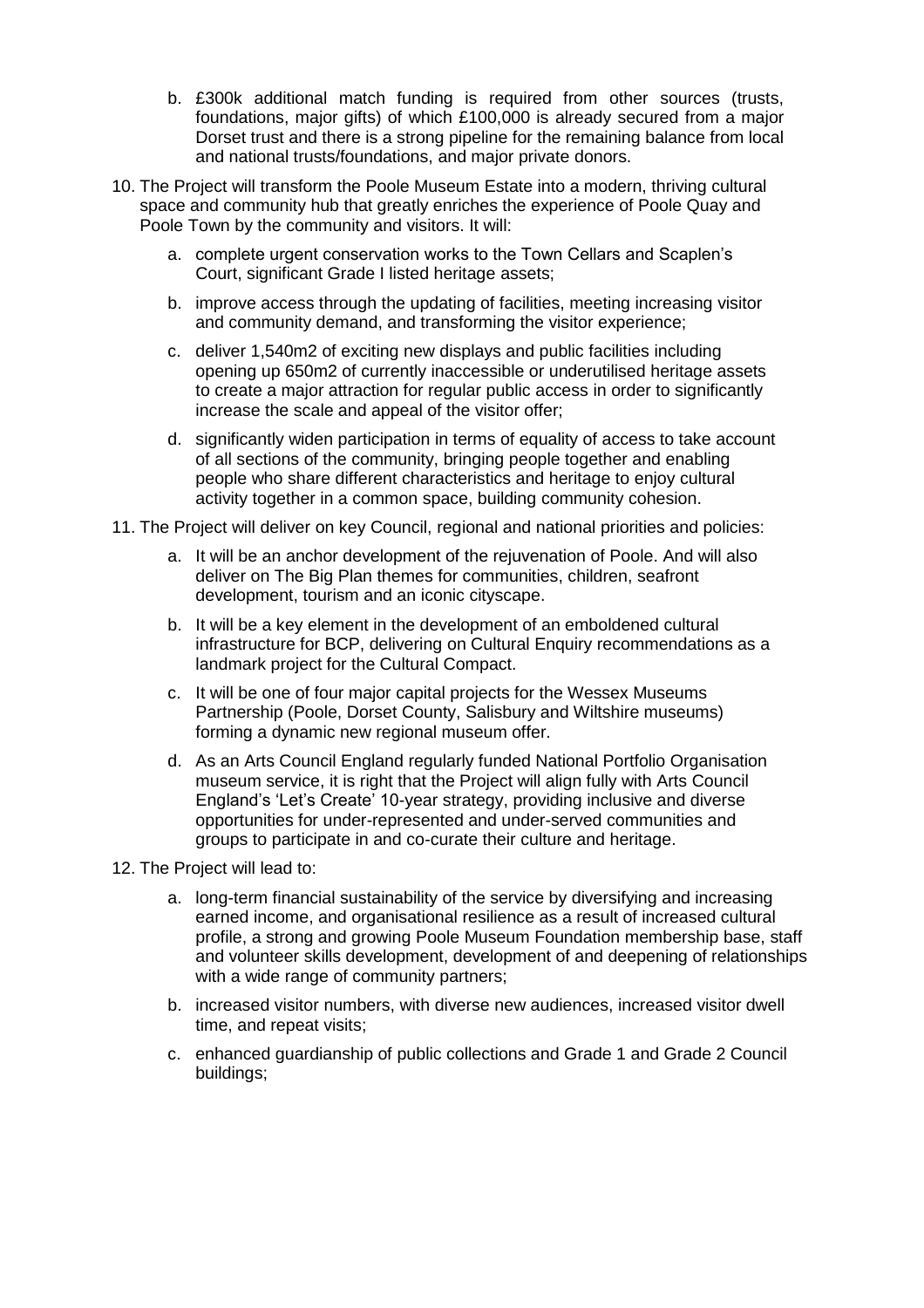b. £300k additional match funding is required from other sources (trusts, foundations, major gifts) of which £100,000 is already secured from a major Dorset trust and there is a strong pipeline for the remaining balance from local and national trusts/foundations, and major private donors.

10. The Project will transform the Poole Museum Estate into a modern, thriving cultural space and community hub that greatly enriches the experience of Poole Quay and Poole Town by the community and visitors. It will:

    a. complete urgent conservation works to the Town Cellars and Scaplen's Court, significant Grade I listed heritage assets;

    b. improve access through the updating of facilities, meeting increasing visitor and community demand, and transforming the visitor experience;

    c. deliver 1,540m2 of exciting new displays and public facilities including opening up 650m2 of currently inaccessible or underutilised heritage assets to create a major attraction for regular public access in order to significantly increase the scale and appeal of the visitor offer;

    d. significantly widen participation in terms of equality of access to take account of all sections of the community, bringing people together and enabling people who share different characteristics and heritage to enjoy cultural activity together in a common space, building community cohesion.

11. The Project will deliver on key Council, regional and national priorities and policies:

    a. It will be an anchor development of the rejuvenation of Poole. And will also deliver on The Big Plan themes for communities, children, seafront development, tourism and an iconic cityscape.

    b. It will be a key element in the development of an emboldened cultural infrastructure for BCP, delivering on Cultural Enquiry recommendations as a landmark project for the Cultural Compact.

    c. It will be one of four major capital projects for the Wessex Museums Partnership (Poole, Dorset County, Salisbury and Wiltshire museums) forming a dynamic new regional museum offer.

    d. As an Arts Council England regularly funded National Portfolio Organisation museum service, it is right that the Project will align fully with Arts Council England's 'Let's Create' 10-year strategy, providing inclusive and diverse opportunities for under-represented and under-served communities and groups to participate in and co-curate their culture and heritage.

12. The Project will lead to:

    a. long-term financial sustainability of the service by diversifying and increasing earned income, and organisational resilience as a result of increased cultural profile, a strong and growing Poole Museum Foundation membership base, staff and volunteer skills development, development of and deepening of relationships with a wide range of community partners;

    b. increased visitor numbers, with diverse new audiences, increased visitor dwell time, and repeat visits;

    c. enhanced guardianship of public collections and Grade 1 and Grade 2 Council buildings;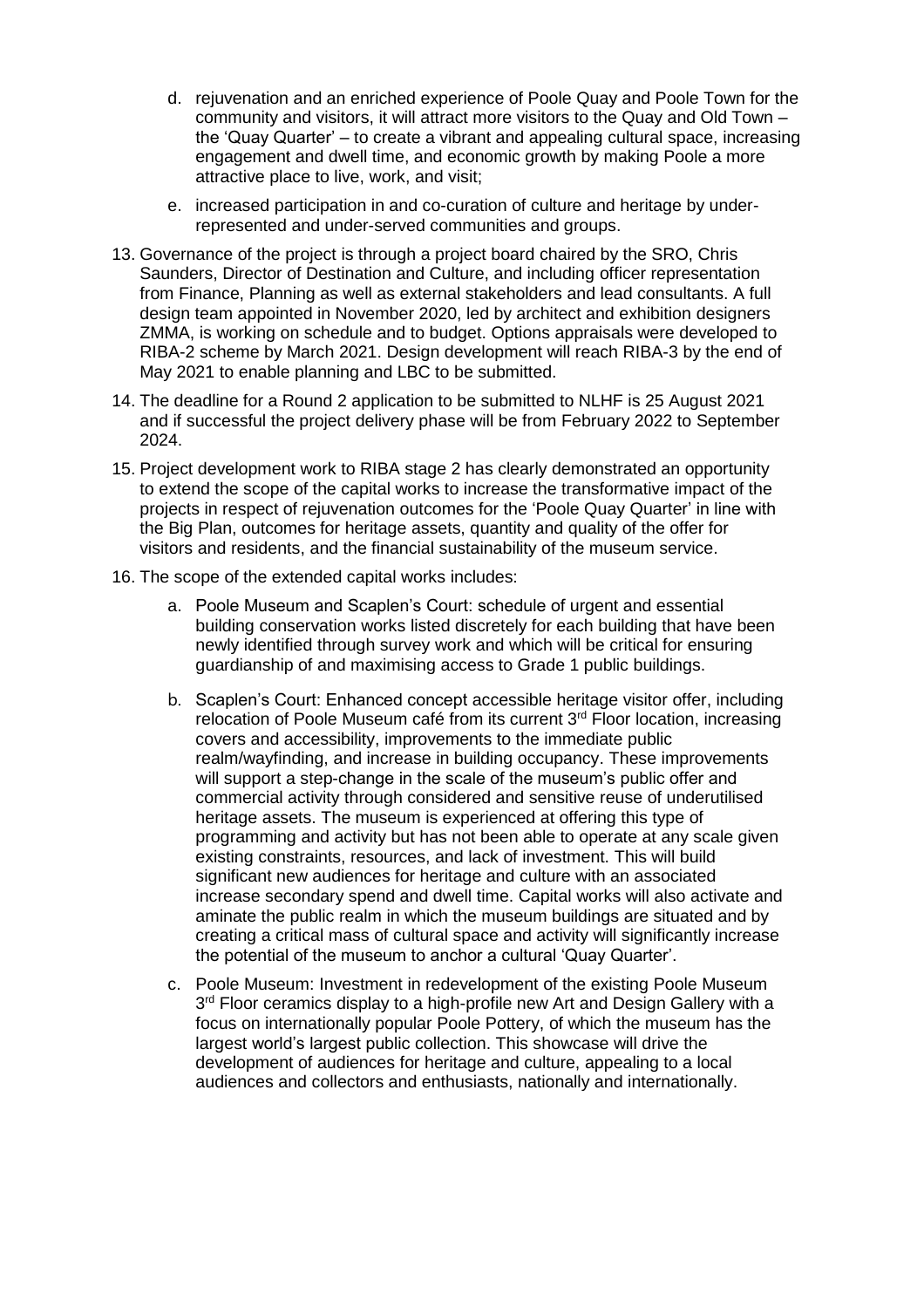d. rejuvenation and an enriched experience of Poole Quay and Poole Town for the community and visitors, it will attract more visitors to the Quay and Old Town – the 'Quay Quarter' – to create a vibrant and appealing cultural space, increasing engagement and dwell time, and economic growth by making Poole a more attractive place to live, work, and visit;

e. increased participation in and co-curation of culture and heritage by under-represented and under-served communities and groups.

13. Governance of the project is through a project board chaired by the SRO, Chris Saunders, Director of Destination and Culture, and including officer representation from Finance, Planning as well as external stakeholders and lead consultants. A full design team appointed in November 2020, led by architect and exhibition designers ZMMA, is working on schedule and to budget. Options appraisals were developed to RIBA-2 scheme by March 2021. Design development will reach RIBA-3 by the end of May 2021 to enable planning and LBC to be submitted.

14. The deadline for a Round 2 application to be submitted to NLHF is 25 August 2021 and if successful the project delivery phase will be from February 2022 to September 2024.

15. Project development work to RIBA stage 2 has clearly demonstrated an opportunity to extend the scope of the capital works to increase the transformative impact of the projects in respect of rejuvenation outcomes for the 'Poole Quay Quarter' in line with the Big Plan, outcomes for heritage assets, quantity and quality of the offer for visitors and residents, and the financial sustainability of the museum service.

16. The scope of the extended capital works includes:

    a. Poole Museum and Scaplen's Court: schedule of urgent and essential building conservation works listed discretely for each building that have been newly identified through survey work and which will be critical for ensuring guardianship of and maximising access to Grade 1 public buildings.

    b. Scaplen's Court: Enhanced concept accessible heritage visitor offer, including relocation of Poole Museum café from its current 3rd Floor location, increasing covers and accessibility, improvements to the immediate public realm/wayfinding, and increase in building occupancy. These improvements will support a step-change in the scale of the museum's public offer and commercial activity through considered and sensitive reuse of underutilised heritage assets. The museum is experienced at offering this type of programming and activity but has not been able to operate at any scale given existing constraints, resources, and lack of investment. This will build significant new audiences for heritage and culture with an associated increase secondary spend and dwell time. Capital works will also activate and aminate the public realm in which the museum buildings are situated and by creating a critical mass of cultural space and activity will significantly increase the potential of the museum to anchor a cultural 'Quay Quarter'.

    c. Poole Museum: Investment in redevelopment of the existing Poole Museum 3rd Floor ceramics display to a high-profile new Art and Design Gallery with a focus on internationally popular Poole Pottery, of which the museum has the largest world's largest public collection. This showcase will drive the development of audiences for heritage and culture, appealing to a local audiences and collectors and enthusiasts, nationally and internationally.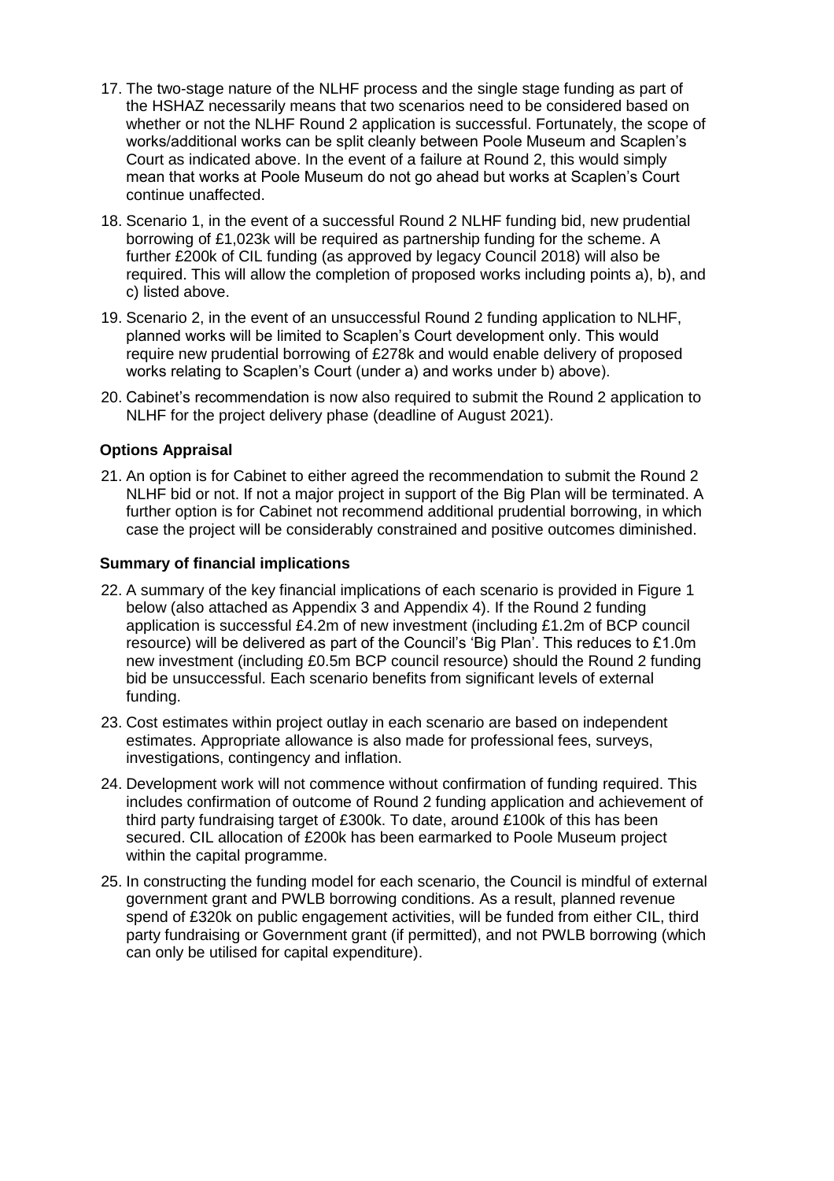17. The two-stage nature of the NLHF process and the single stage funding as part of the HSHAZ necessarily means that two scenarios need to be considered based on whether or not the NLHF Round 2 application is successful. Fortunately, the scope of works/additional works can be split cleanly between Poole Museum and Scaplen's Court as indicated above. In the event of a failure at Round 2, this would simply mean that works at Poole Museum do not go ahead but works at Scaplen's Court continue unaffected.

18. Scenario 1, in the event of a successful Round 2 NLHF funding bid, new prudential borrowing of £1,023k will be required as partnership funding for the scheme. A further £200k of CIL funding (as approved by legacy Council 2018) will also be required. This will allow the completion of proposed works including points a), b), and c) listed above.

19. Scenario 2, in the event of an unsuccessful Round 2 funding application to NLHF, planned works will be limited to Scaplen's Court development only. This would require new prudential borrowing of £278k and would enable delivery of proposed works relating to Scaplen's Court (under a) and works under b) above).

20. Cabinet's recommendation is now also required to submit the Round 2 application to NLHF for the project delivery phase (deadline of August 2021).

**Options Appraisal**

21. An option is for Cabinet to either agreed the recommendation to submit the Round 2 NLHF bid or not. If not a major project in support of the Big Plan will be terminated. A further option is for Cabinet not recommend additional prudential borrowing, in which case the project will be considerably constrained and positive outcomes diminished.

**Summary of financial implications**

22. A summary of the key financial implications of each scenario is provided in Figure 1 below (also attached as Appendix 3 and Appendix 4). If the Round 2 funding application is successful £4.2m of new investment (including £1.2m of BCP council resource) will be delivered as part of the Council's 'Big Plan'. This reduces to £1.0m new investment (including £0.5m BCP council resource) should the Round 2 funding bid be unsuccessful. Each scenario benefits from significant levels of external funding.

23. Cost estimates within project outlay in each scenario are based on independent estimates. Appropriate allowance is also made for professional fees, surveys, investigations, contingency and inflation.

24. Development work will not commence without confirmation of funding required. This includes confirmation of outcome of Round 2 funding application and achievement of third party fundraising target of £300k. To date, around £100k of this has been secured. CIL allocation of £200k has been earmarked to Poole Museum project within the capital programme.

25. In constructing the funding model for each scenario, the Council is mindful of external government grant and PWLB borrowing conditions. As a result, planned revenue spend of £320k on public engagement activities, will be funded from either CIL, third party fundraising or Government grant (if permitted), and not PWLB borrowing (which can only be utilised for capital expenditure).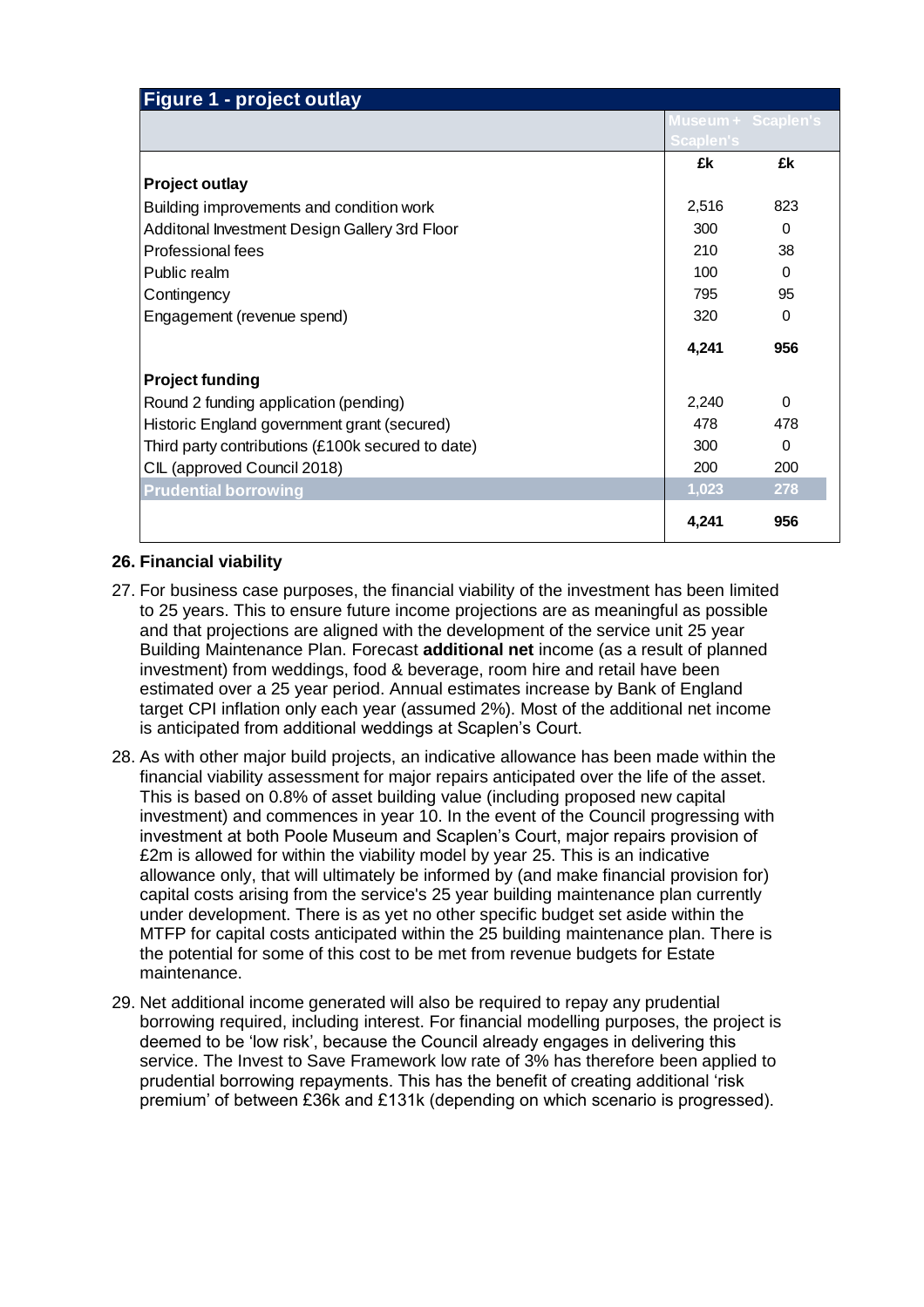| Figure 1 - project outlay | | |
|---|---|---|
| | Museum + Scaplen's | Scaplen's |
| | £k | £k |
| **Project outlay** | | |
| Building improvements and condition work | 2,516 | 823 |
| Additonal Investment Design Gallery 3rd Floor | 300 | 0 |
| Professional fees | 210 | 38 |
| Public realm | 100 | 0 |
| Contingency | 795 | 95 |
| Engagement (revenue spend) | 320 | 0 |
| | **4,241** | **956** |
| **Project funding** | | |
| Round 2 funding application (pending) | 2,240 | 0 |
| Historic England government grant (secured) | 478 | 478 |
| Third party contributions (£100k secured to date) | 300 | 0 |
| CIL (approved Council 2018) | 200 | 200 |
| **Prudential borrowing** | **1,023** | **278** |
| | **4,241** | **956** |

**26. Financial viability**

27. For business case purposes, the financial viability of the investment has been limited to 25 years. This to ensure future income projections are as meaningful as possible and that projections are aligned with the development of the service unit 25 year Building Maintenance Plan. Forecast **additional net** income (as a result of planned investment) from weddings, food & beverage, room hire and retail have been estimated over a 25 year period. Annual estimates increase by Bank of England target CPI inflation only each year (assumed 2%). Most of the additional net income is anticipated from additional weddings at Scaplen's Court.

28. As with other major build projects, an indicative allowance has been made within the financial viability assessment for major repairs anticipated over the life of the asset. This is based on 0.8% of asset building value (including proposed new capital investment) and commences in year 10. In the event of the Council progressing with investment at both Poole Museum and Scaplen's Court, major repairs provision of £2m is allowed for within the viability model by year 25. This is an indicative allowance only, that will ultimately be informed by (and make financial provision for) capital costs arising from the service's 25 year building maintenance plan currently under development. There is as yet no other specific budget set aside within the MTFP for capital costs anticipated within the 25 building maintenance plan. There is the potential for some of this cost to be met from revenue budgets for Estate maintenance.

29. Net additional income generated will also be required to repay any prudential borrowing required, including interest. For financial modelling purposes, the project is deemed to be 'low risk', because the Council already engages in delivering this service. The Invest to Save Framework low rate of 3% has therefore been applied to prudential borrowing repayments. This has the benefit of creating additional 'risk premium' of between £36k and £131k (depending on which scenario is progressed).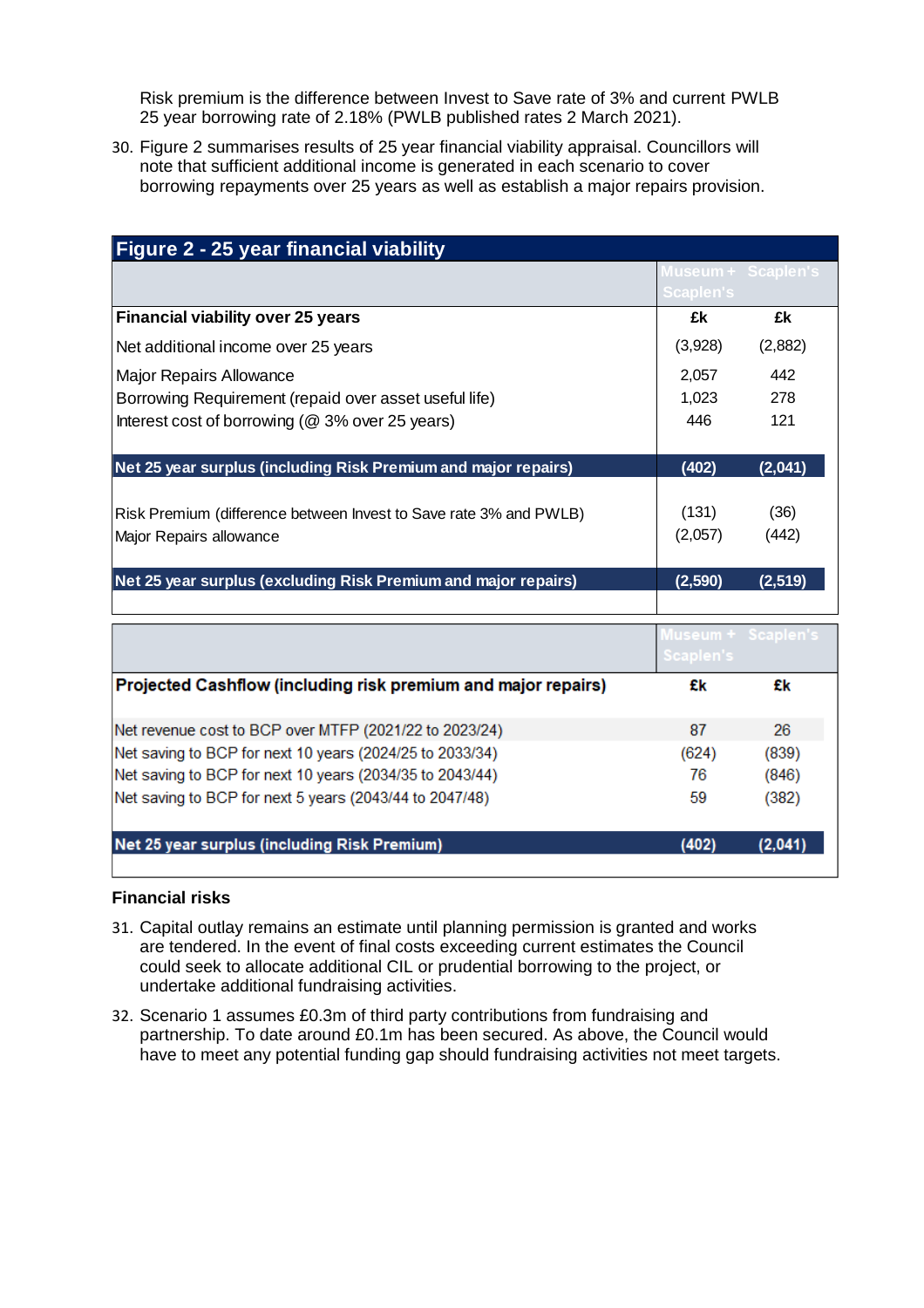Risk premium is the difference between Invest to Save rate of 3% and current PWLB 25 year borrowing rate of 2.18% (PWLB published rates 2 March 2021).

30. Figure 2 summarises results of 25 year financial viability appraisal. Councillors will note that sufficient additional income is generated in each scenario to cover borrowing repayments over 25 years as well as establish a major repairs provision.

**Figure 2 - 25 year financial viability**

| | Museum + Scaplen's | Scaplen's |
|---|---|---|
| **Financial viability over 25 years** | **£k** | **£k** |
| Net additional income over 25 years | (3,928) | (2,882) |
| Major Repairs Allowance | 2,057 | 442 |
| Borrowing Requirement (repaid over asset useful life) | 1,023 | 278 |
| Interest cost of borrowing (@ 3% over 25 years) | 446 | 121 |
| **Net 25 year surplus (including Risk Premium and major repairs)** | **(402)** | **(2,041)** |
| Risk Premium (difference between Invest to Save rate 3% and PWLB) | (131) | (36) |
| Major Repairs allowance | (2,057) | (442) |
| **Net 25 year surplus (excluding Risk Premium and major repairs)** | **(2,590)** | **(2,519)** |

| | Museum + Scaplen's | Scaplen's |
|---|---|---|
| **Projected Cashflow (including risk premium and major repairs)** | **£k** | **£k** |
| Net revenue cost to BCP over MTFP (2021/22 to 2023/24) | 87 | 26 |
| Net saving to BCP for next 10 years (2024/25 to 2033/34) | (624) | (839) |
| Net saving to BCP for next 10 years (2034/35 to 2043/44) | 76 | (846) |
| Net saving to BCP for next 5 years (2043/44 to 2047/48) | 59 | (382) |
| **Net 25 year surplus (including Risk Premium)** | **(402)** | **(2,041)** |

**Financial risks**

31. Capital outlay remains an estimate until planning permission is granted and works are tendered. In the event of final costs exceeding current estimates the Council could seek to allocate additional CIL or prudential borrowing to the project, or undertake additional fundraising activities.

32. Scenario 1 assumes £0.3m of third party contributions from fundraising and partnership. To date around £0.1m has been secured. As above, the Council would have to meet any potential funding gap should fundraising activities not meet targets.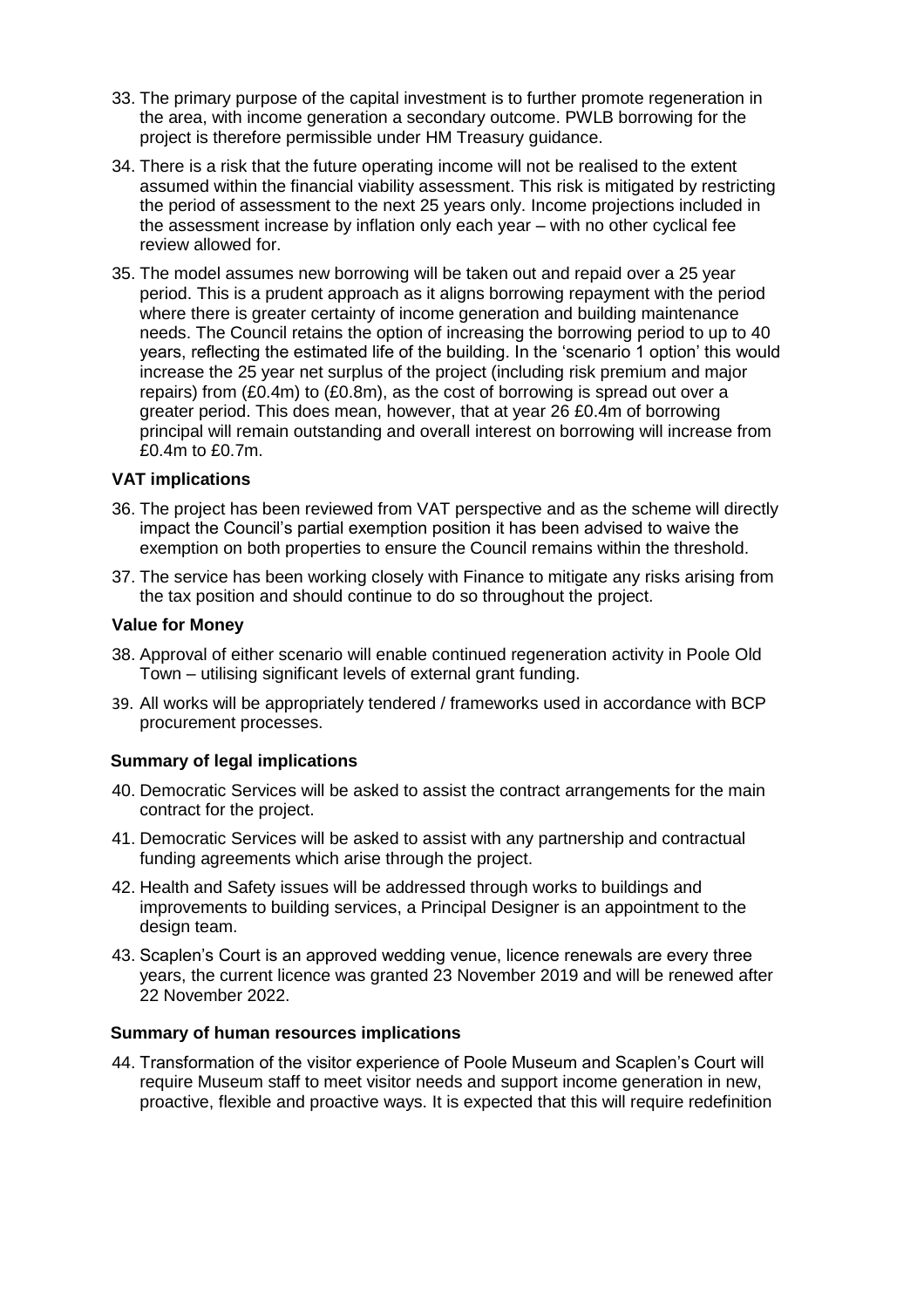33. The primary purpose of the capital investment is to further promote regeneration in the area, with income generation a secondary outcome. PWLB borrowing for the project is therefore permissible under HM Treasury guidance.

34. There is a risk that the future operating income will not be realised to the extent assumed within the financial viability assessment. This risk is mitigated by restricting the period of assessment to the next 25 years only. Income projections included in the assessment increase by inflation only each year – with no other cyclical fee review allowed for.

35. The model assumes new borrowing will be taken out and repaid over a 25 year period. This is a prudent approach as it aligns borrowing repayment with the period where there is greater certainty of income generation and building maintenance needs. The Council retains the option of increasing the borrowing period to up to 40 years, reflecting the estimated life of the building. In the 'scenario 1 option' this would increase the 25 year net surplus of the project (including risk premium and major repairs) from (£0.4m) to (£0.8m), as the cost of borrowing is spread out over a greater period. This does mean, however, that at year 26 £0.4m of borrowing principal will remain outstanding and overall interest on borrowing will increase from £0.4m to £0.7m.

**VAT implications**

36. The project has been reviewed from VAT perspective and as the scheme will directly impact the Council's partial exemption position it has been advised to waive the exemption on both properties to ensure the Council remains within the threshold.

37. The service has been working closely with Finance to mitigate any risks arising from the tax position and should continue to do so throughout the project.

**Value for Money**

38. Approval of either scenario will enable continued regeneration activity in Poole Old Town – utilising significant levels of external grant funding.

39. All works will be appropriately tendered / frameworks used in accordance with BCP procurement processes.

**Summary of legal implications**

40. Democratic Services will be asked to assist the contract arrangements for the main contract for the project.

41. Democratic Services will be asked to assist with any partnership and contractual funding agreements which arise through the project.

42. Health and Safety issues will be addressed through works to buildings and improvements to building services, a Principal Designer is an appointment to the design team.

43. Scaplen's Court is an approved wedding venue, licence renewals are every three years, the current licence was granted 23 November 2019 and will be renewed after 22 November 2022.

**Summary of human resources implications**

44. Transformation of the visitor experience of Poole Museum and Scaplen's Court will require Museum staff to meet visitor needs and support income generation in new, proactive, flexible and proactive ways. It is expected that this will require redefinition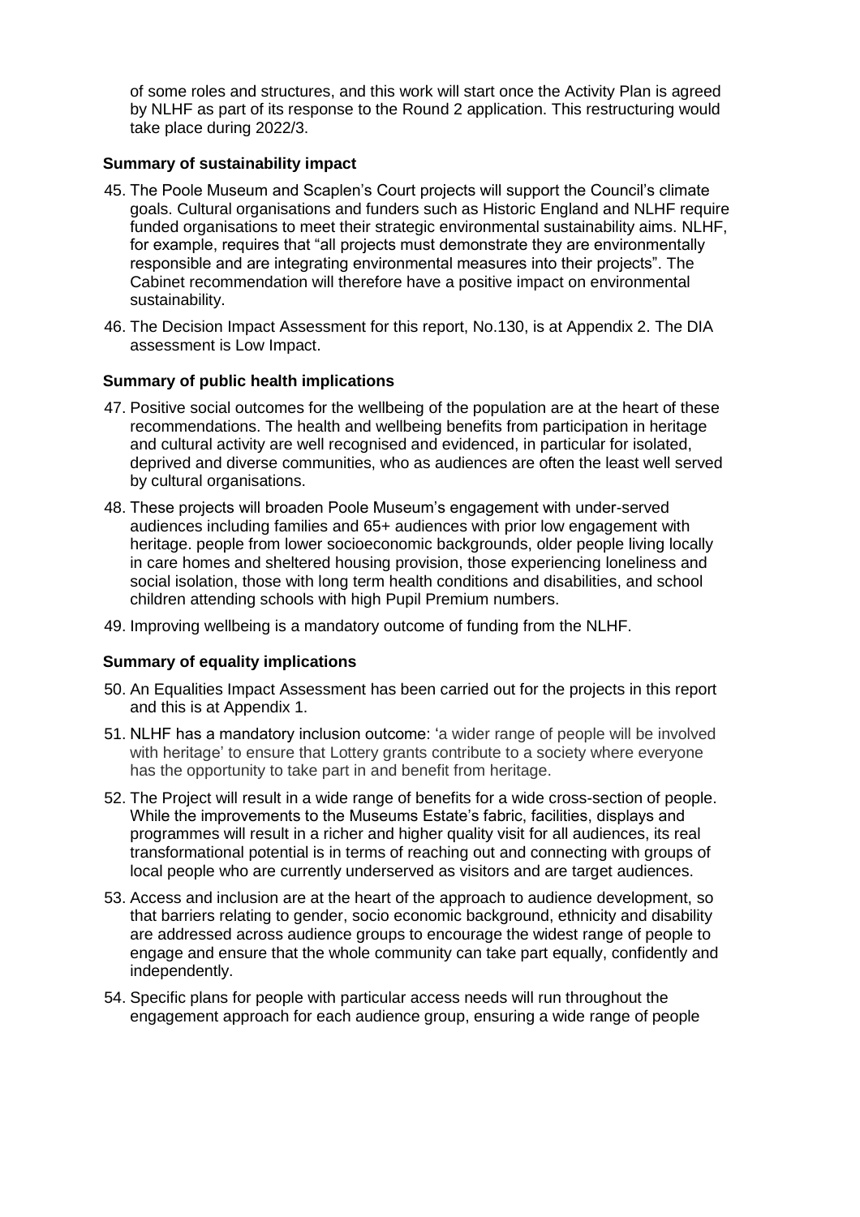of some roles and structures, and this work will start once the Activity Plan is agreed by NLHF as part of its response to the Round 2 application. This restructuring would take place during 2022/3.

**Summary of sustainability impact**

45. The Poole Museum and Scaplen's Court projects will support the Council's climate goals. Cultural organisations and funders such as Historic England and NLHF require funded organisations to meet their strategic environmental sustainability aims. NLHF, for example, requires that "all projects must demonstrate they are environmentally responsible and are integrating environmental measures into their projects". The Cabinet recommendation will therefore have a positive impact on environmental sustainability.

46. The Decision Impact Assessment for this report, No.130, is at Appendix 2. The DIA assessment is Low Impact.

**Summary of public health implications**

47. Positive social outcomes for the wellbeing of the population are at the heart of these recommendations. The health and wellbeing benefits from participation in heritage and cultural activity are well recognised and evidenced, in particular for isolated, deprived and diverse communities, who as audiences are often the least well served by cultural organisations.

48. These projects will broaden Poole Museum's engagement with under-served audiences including families and 65+ audiences with prior low engagement with heritage. people from lower socioeconomic backgrounds, older people living locally in care homes and sheltered housing provision, those experiencing loneliness and social isolation, those with long term health conditions and disabilities, and school children attending schools with high Pupil Premium numbers.

49. Improving wellbeing is a mandatory outcome of funding from the NLHF.

**Summary of equality implications**

50. An Equalities Impact Assessment has been carried out for the projects in this report and this is at Appendix 1.

51. NLHF has a mandatory inclusion outcome: 'a wider range of people will be involved with heritage' to ensure that Lottery grants contribute to a society where everyone has the opportunity to take part in and benefit from heritage.

52. The Project will result in a wide range of benefits for a wide cross-section of people. While the improvements to the Museums Estate's fabric, facilities, displays and programmes will result in a richer and higher quality visit for all audiences, its real transformational potential is in terms of reaching out and connecting with groups of local people who are currently underserved as visitors and are target audiences.

53. Access and inclusion are at the heart of the approach to audience development, so that barriers relating to gender, socio economic background, ethnicity and disability are addressed across audience groups to encourage the widest range of people to engage and ensure that the whole community can take part equally, confidently and independently.

54. Specific plans for people with particular access needs will run throughout the engagement approach for each audience group, ensuring a wide range of people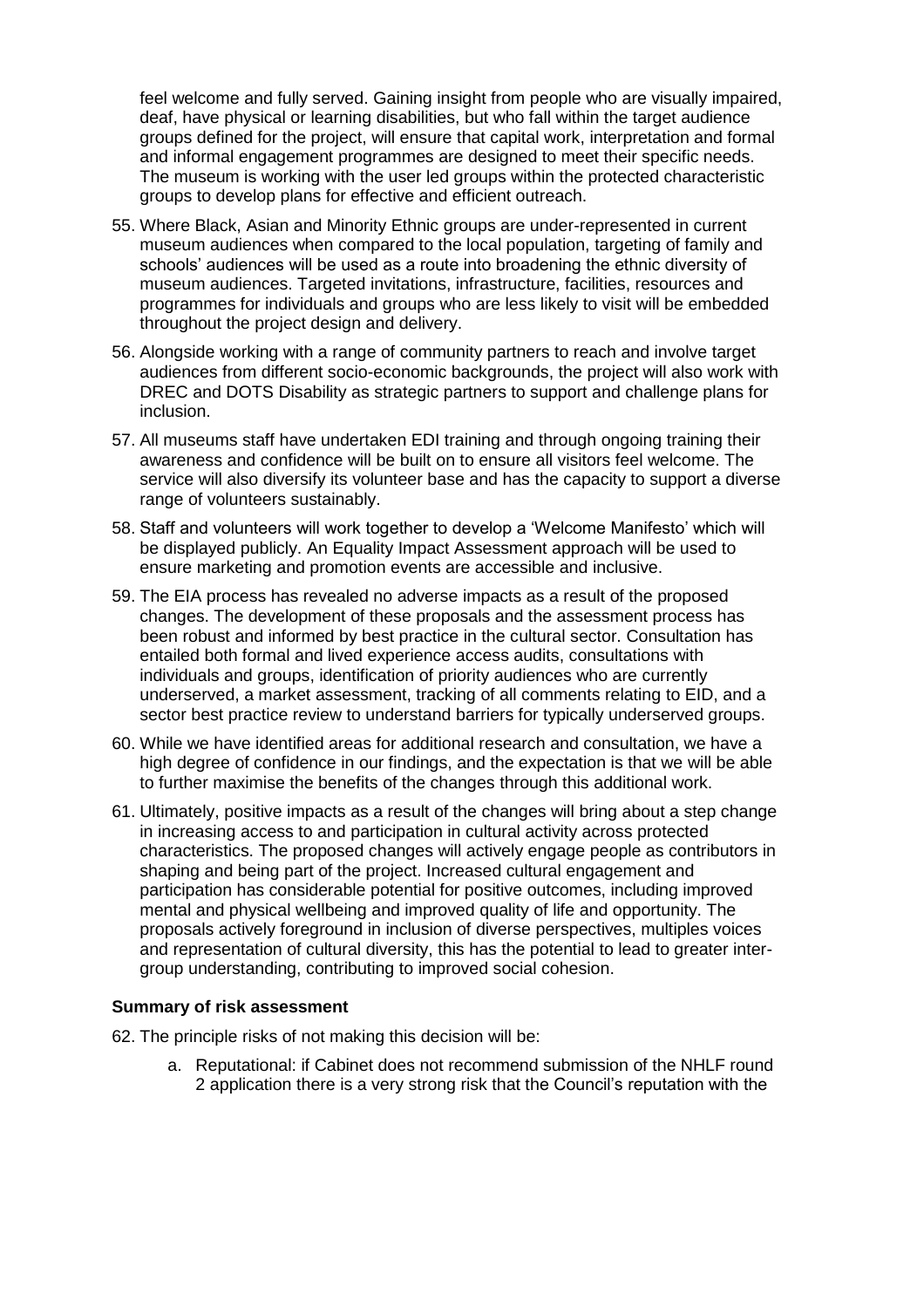feel welcome and fully served. Gaining insight from people who are visually impaired, deaf, have physical or learning disabilities, but who fall within the target audience groups defined for the project, will ensure that capital work, interpretation and formal and informal engagement programmes are designed to meet their specific needs. The museum is working with the user led groups within the protected characteristic groups to develop plans for effective and efficient outreach.

55. Where Black, Asian and Minority Ethnic groups are under-represented in current museum audiences when compared to the local population, targeting of family and schools' audiences will be used as a route into broadening the ethnic diversity of museum audiences. Targeted invitations, infrastructure, facilities, resources and programmes for individuals and groups who are less likely to visit will be embedded throughout the project design and delivery.

56. Alongside working with a range of community partners to reach and involve target audiences from different socio-economic backgrounds, the project will also work with DREC and DOTS Disability as strategic partners to support and challenge plans for inclusion.

57. All museums staff have undertaken EDI training and through ongoing training their awareness and confidence will be built on to ensure all visitors feel welcome. The service will also diversify its volunteer base and has the capacity to support a diverse range of volunteers sustainably.

58. Staff and volunteers will work together to develop a 'Welcome Manifesto' which will be displayed publicly. An Equality Impact Assessment approach will be used to ensure marketing and promotion events are accessible and inclusive.

59. The EIA process has revealed no adverse impacts as a result of the proposed changes. The development of these proposals and the assessment process has been robust and informed by best practice in the cultural sector. Consultation has entailed both formal and lived experience access audits, consultations with individuals and groups, identification of priority audiences who are currently underserved, a market assessment, tracking of all comments relating to EID, and a sector best practice review to understand barriers for typically underserved groups.

60. While we have identified areas for additional research and consultation, we have a high degree of confidence in our findings, and the expectation is that we will be able to further maximise the benefits of the changes through this additional work.

61. Ultimately, positive impacts as a result of the changes will bring about a step change in increasing access to and participation in cultural activity across protected characteristics. The proposed changes will actively engage people as contributors in shaping and being part of the project. Increased cultural engagement and participation has considerable potential for positive outcomes, including improved mental and physical wellbeing and improved quality of life and opportunity. The proposals actively foreground in inclusion of diverse perspectives, multiples voices and representation of cultural diversity, this has the potential to lead to greater inter-group understanding, contributing to improved social cohesion.

**Summary of risk assessment**

62. The principle risks of not making this decision will be:

    a. Reputational: if Cabinet does not recommend submission of the NHLF round 2 application there is a very strong risk that the Council's reputation with the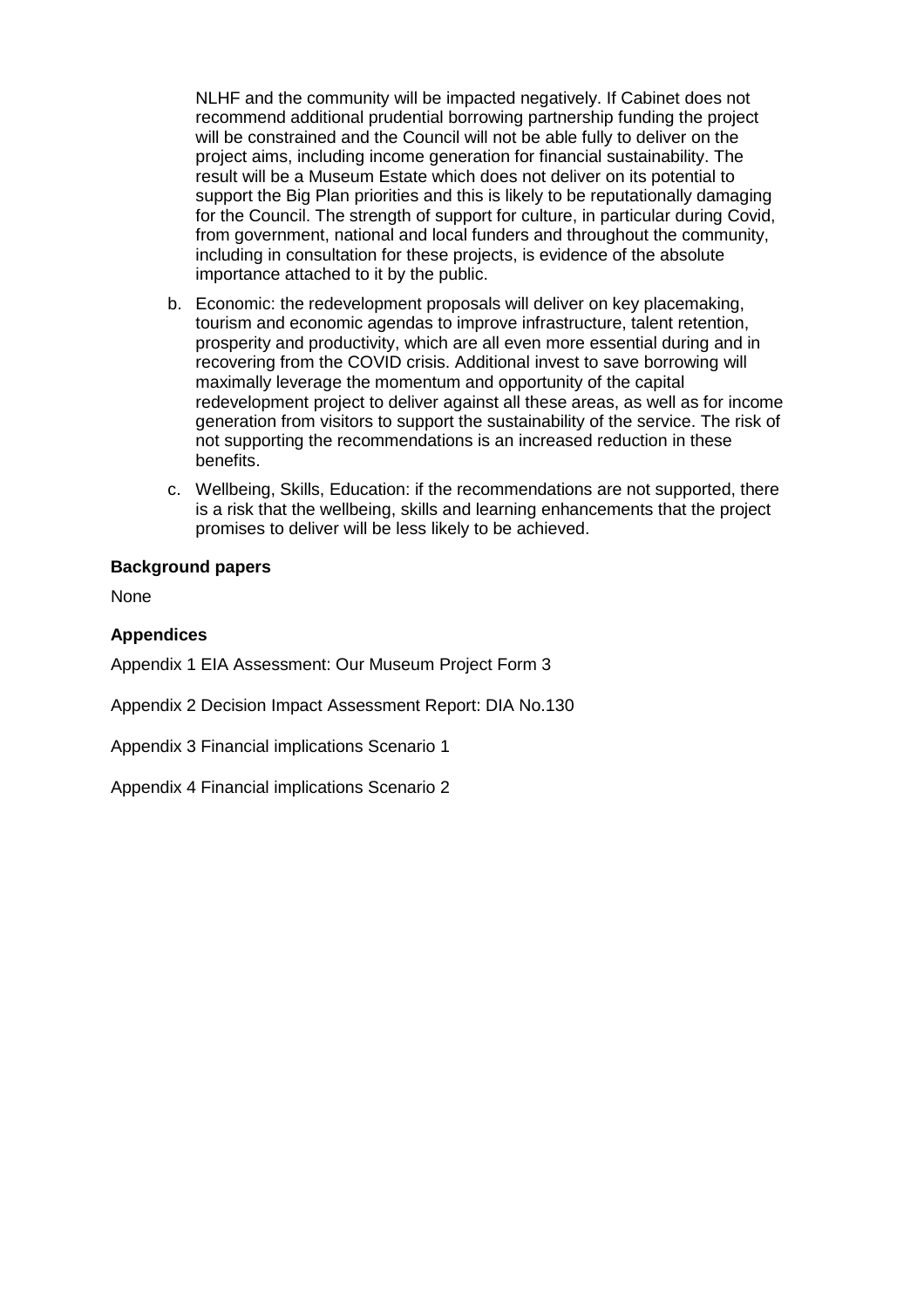NLHF and the community will be impacted negatively. If Cabinet does not recommend additional prudential borrowing partnership funding the project will be constrained and the Council will not be able fully to deliver on the project aims, including income generation for financial sustainability. The result will be a Museum Estate which does not deliver on its potential to support the Big Plan priorities and this is likely to be reputationally damaging for the Council. The strength of support for culture, in particular during Covid, from government, national and local funders and throughout the community, including in consultation for these projects, is evidence of the absolute importance attached to it by the public.

b. Economic: the redevelopment proposals will deliver on key placemaking, tourism and economic agendas to improve infrastructure, talent retention, prosperity and productivity, which are all even more essential during and in recovering from the COVID crisis. Additional invest to save borrowing will maximally leverage the momentum and opportunity of the capital redevelopment project to deliver against all these areas, as well as for income generation from visitors to support the sustainability of the service. The risk of not supporting the recommendations is an increased reduction in these benefits.

c. Wellbeing, Skills, Education: if the recommendations are not supported, there is a risk that the wellbeing, skills and learning enhancements that the project promises to deliver will be less likely to be achieved.

**Background papers**

None

**Appendices**

Appendix 1 EIA Assessment: Our Museum Project Form 3

Appendix 2 Decision Impact Assessment Report: DIA No.130

Appendix 3 Financial implications Scenario 1

Appendix 4 Financial implications Scenario 2